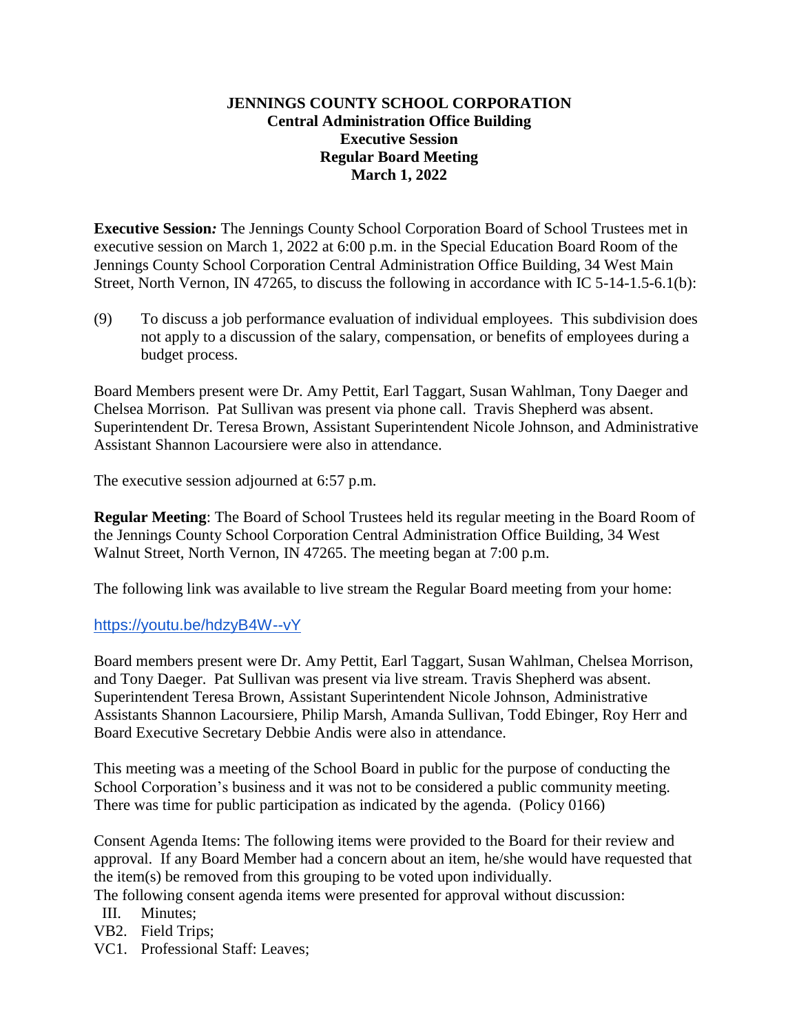**JENNINGS COUNTY SCHOOL CORPORATION**
**Central Administration Office Building**
**Executive Session**
**Regular Board Meeting**
**March 1, 2022**

**Executive Session***:* The Jennings County School Corporation Board of School Trustees met in executive session on March 1, 2022 at 6:00 p.m. in the Special Education Board Room of the Jennings County School Corporation Central Administration Office Building, 34 West Main Street, North Vernon, IN 47265, to discuss the following in accordance with IC 5-14-1.5-6.1(b):

(9) To discuss a job performance evaluation of individual employees. This subdivision does not apply to a discussion of the salary, compensation, or benefits of employees during a budget process.

Board Members present were Dr. Amy Pettit, Earl Taggart, Susan Wahlman, Tony Daeger and Chelsea Morrison. Pat Sullivan was present via phone call. Travis Shepherd was absent. Superintendent Dr. Teresa Brown, Assistant Superintendent Nicole Johnson, and Administrative Assistant Shannon Lacoursiere were also in attendance.

The executive session adjourned at 6:57 p.m.

**Regular Meeting**: The Board of School Trustees held its regular meeting in the Board Room of the Jennings County School Corporation Central Administration Office Building, 34 West Walnut Street, North Vernon, IN 47265. The meeting began at 7:00 p.m.

The following link was available to live stream the Regular Board meeting from your home:

https://youtu.be/hdzyB4W--vY

Board members present were Dr. Amy Pettit, Earl Taggart, Susan Wahlman, Chelsea Morrison, and Tony Daeger. Pat Sullivan was present via live stream. Travis Shepherd was absent. Superintendent Teresa Brown, Assistant Superintendent Nicole Johnson, Administrative Assistants Shannon Lacoursiere, Philip Marsh, Amanda Sullivan, Todd Ebinger, Roy Herr and Board Executive Secretary Debbie Andis were also in attendance.

This meeting was a meeting of the School Board in public for the purpose of conducting the School Corporation's business and it was not to be considered a public community meeting. There was time for public participation as indicated by the agenda. (Policy 0166)

Consent Agenda Items: The following items were provided to the Board for their review and approval. If any Board Member had a concern about an item, he/she would have requested that the item(s) be removed from this grouping to be voted upon individually.
The following consent agenda items were presented for approval without discussion:

III. Minutes;
VB2. Field Trips;
VC1. Professional Staff: Leaves;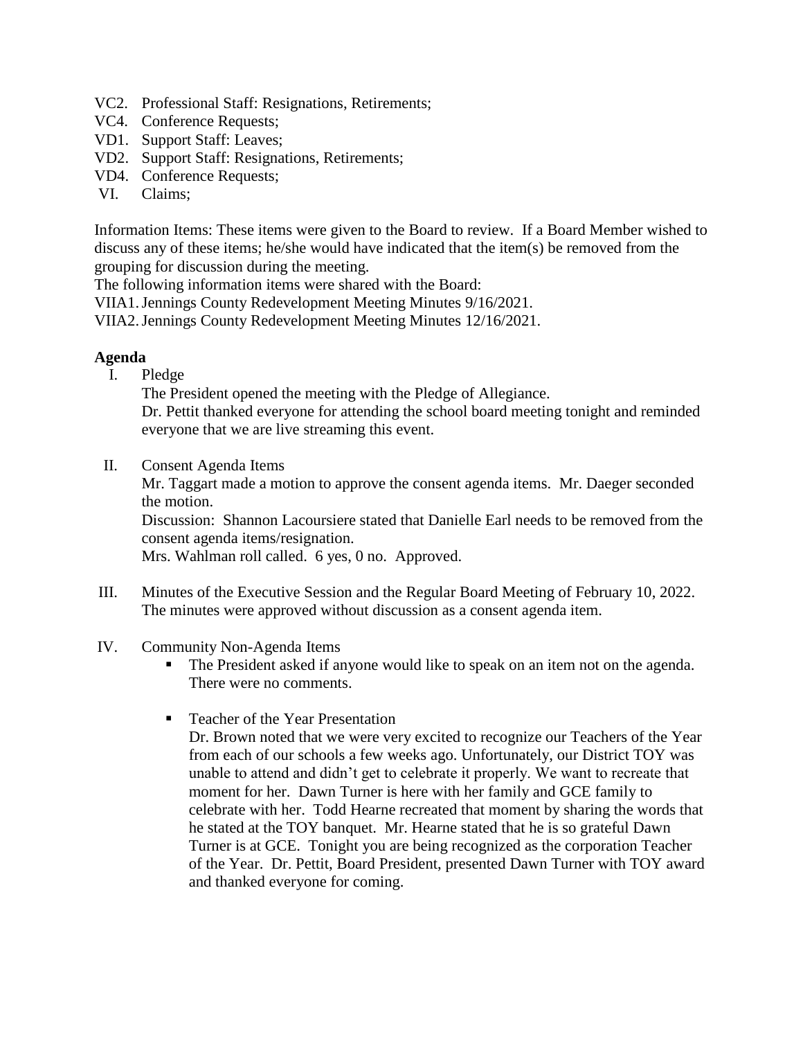VC2. Professional Staff: Resignations, Retirements;
VC4. Conference Requests;
VD1. Support Staff: Leaves;
VD2. Support Staff: Resignations, Retirements;
VD4. Conference Requests;
VI. Claims;

Information Items: These items were given to the Board to review. If a Board Member wished to discuss any of these items; he/she would have indicated that the item(s) be removed from the grouping for discussion during the meeting.
The following information items were shared with the Board:
VIIA1. Jennings County Redevelopment Meeting Minutes 9/16/2021.
VIIA2. Jennings County Redevelopment Meeting Minutes 12/16/2021.

**Agenda**

I. Pledge
The President opened the meeting with the Pledge of Allegiance.
Dr. Pettit thanked everyone for attending the school board meeting tonight and reminded everyone that we are live streaming this event.

II. Consent Agenda Items
Mr. Taggart made a motion to approve the consent agenda items. Mr. Daeger seconded the motion.
Discussion: Shannon Lacoursiere stated that Danielle Earl needs to be removed from the consent agenda items/resignation.
Mrs. Wahlman roll called. 6 yes, 0 no. Approved.

III. Minutes of the Executive Session and the Regular Board Meeting of February 10, 2022.
The minutes were approved without discussion as a consent agenda item.

IV. Community Non-Agenda Items
- The President asked if anyone would like to speak on an item not on the agenda. There were no comments.
- Teacher of the Year Presentation
Dr. Brown noted that we were very excited to recognize our Teachers of the Year from each of our schools a few weeks ago. Unfortunately, our District TOY was unable to attend and didn't get to celebrate it properly. We want to recreate that moment for her. Dawn Turner is here with her family and GCE family to celebrate with her. Todd Hearne recreated that moment by sharing the words that he stated at the TOY banquet. Mr. Hearne stated that he is so grateful Dawn Turner is at GCE. Tonight you are being recognized as the corporation Teacher of the Year. Dr. Pettit, Board President, presented Dawn Turner with TOY award and thanked everyone for coming.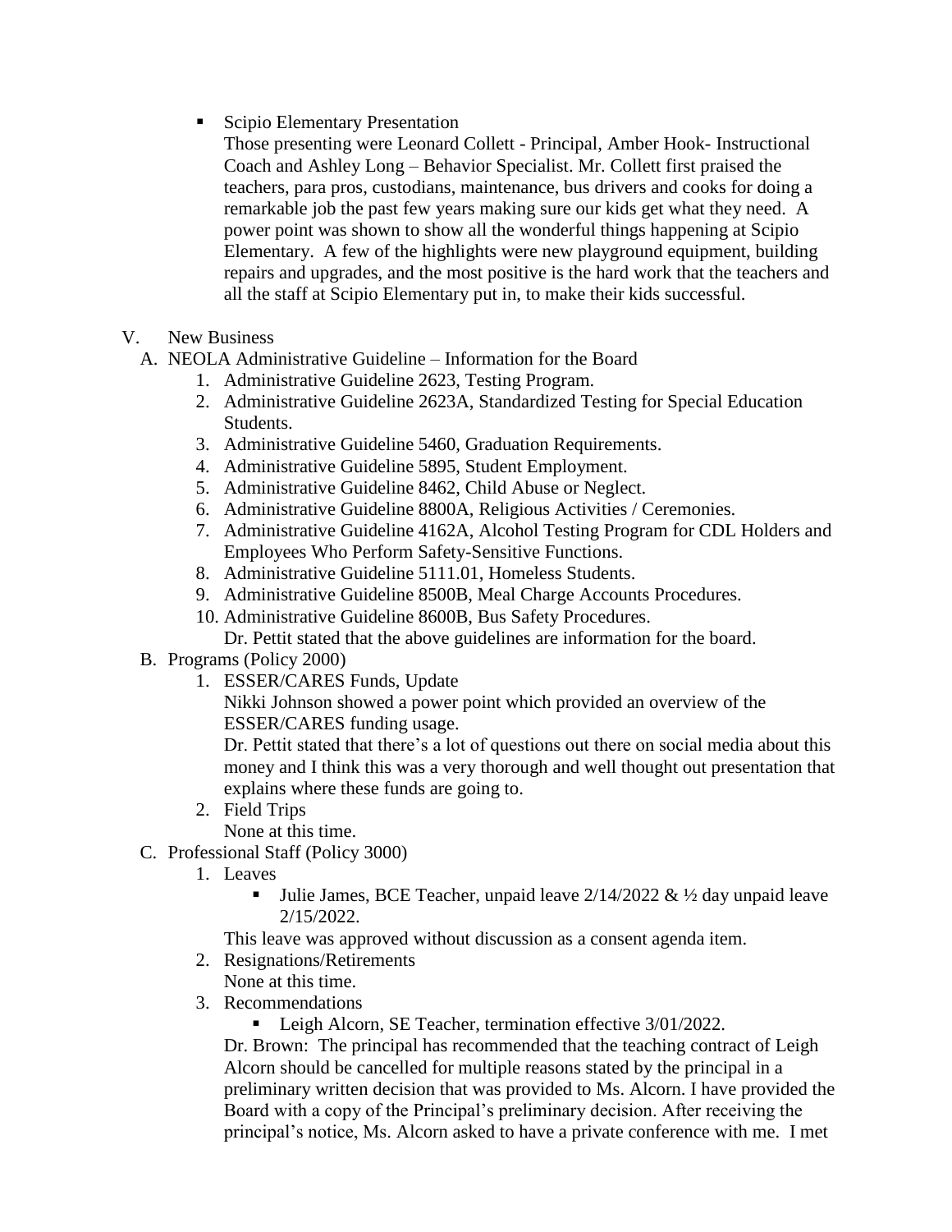- Scipio Elementary Presentation

  Those presenting were Leonard Collett - Principal, Amber Hook- Instructional Coach and Ashley Long – Behavior Specialist. Mr. Collett first praised the teachers, para pros, custodians, maintenance, bus drivers and cooks for doing a remarkable job the past few years making sure our kids get what they need. A power point was shown to show all the wonderful things happening at Scipio Elementary. A few of the highlights were new playground equipment, building repairs and upgrades, and the most positive is the hard work that the teachers and all the staff at Scipio Elementary put in, to make their kids successful.

V. New Business

A. NEOLA Administrative Guideline – Information for the Board

1. Administrative Guideline 2623, Testing Program.
2. Administrative Guideline 2623A, Standardized Testing for Special Education Students.
3. Administrative Guideline 5460, Graduation Requirements.
4. Administrative Guideline 5895, Student Employment.
5. Administrative Guideline 8462, Child Abuse or Neglect.
6. Administrative Guideline 8800A, Religious Activities / Ceremonies.
7. Administrative Guideline 4162A, Alcohol Testing Program for CDL Holders and Employees Who Perform Safety-Sensitive Functions.
8. Administrative Guideline 5111.01, Homeless Students.
9. Administrative Guideline 8500B, Meal Charge Accounts Procedures.
10. Administrative Guideline 8600B, Bus Safety Procedures.

    Dr. Pettit stated that the above guidelines are information for the board.

B. Programs (Policy 2000)

1. ESSER/CARES Funds, Update

   Nikki Johnson showed a power point which provided an overview of the ESSER/CARES funding usage.

   Dr. Pettit stated that there's a lot of questions out there on social media about this money and I think this was a very thorough and well thought out presentation that explains where these funds are going to.

2. Field Trips

   None at this time.

C. Professional Staff (Policy 3000)

1. Leaves

   - Julie James, BCE Teacher, unpaid leave 2/14/2022 & ½ day unpaid leave 2/15/2022.

   This leave was approved without discussion as a consent agenda item.

2. Resignations/Retirements

   None at this time.

3. Recommendations

   - Leigh Alcorn, SE Teacher, termination effective 3/01/2022.

   Dr. Brown: The principal has recommended that the teaching contract of Leigh Alcorn should be cancelled for multiple reasons stated by the principal in a preliminary written decision that was provided to Ms. Alcorn. I have provided the Board with a copy of the Principal's preliminary decision. After receiving the principal's notice, Ms. Alcorn asked to have a private conference with me. I met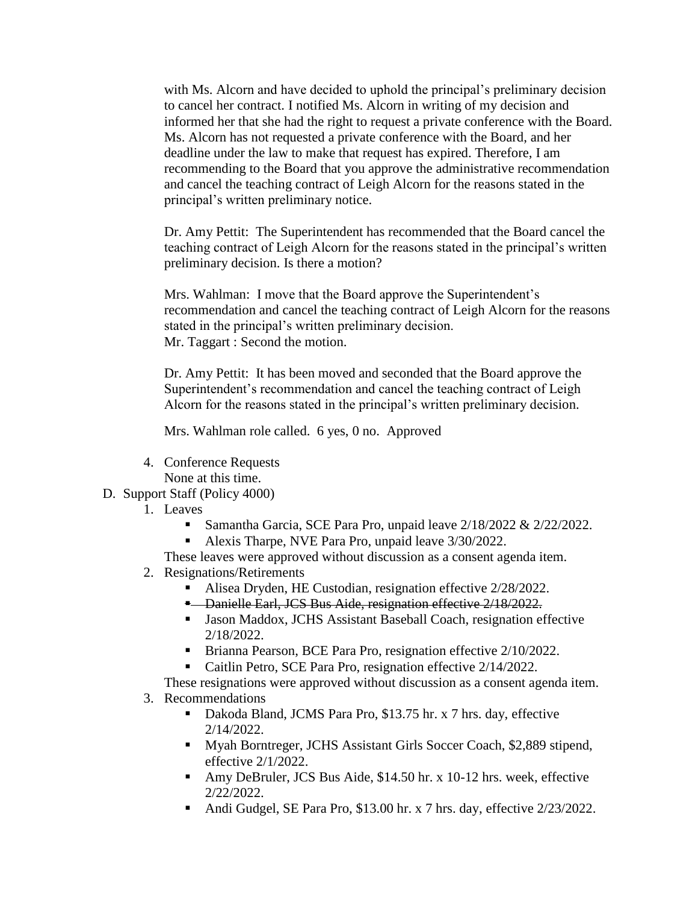with Ms. Alcorn and have decided to uphold the principal's preliminary decision to cancel her contract. I notified Ms. Alcorn in writing of my decision and informed her that she had the right to request a private conference with the Board. Ms. Alcorn has not requested a private conference with the Board, and her deadline under the law to make that request has expired. Therefore, I am recommending to the Board that you approve the administrative recommendation and cancel the teaching contract of Leigh Alcorn for the reasons stated in the principal's written preliminary notice.

Dr. Amy Pettit: The Superintendent has recommended that the Board cancel the teaching contract of Leigh Alcorn for the reasons stated in the principal's written preliminary decision. Is there a motion?

Mrs. Wahlman: I move that the Board approve the Superintendent's recommendation and cancel the teaching contract of Leigh Alcorn for the reasons stated in the principal's written preliminary decision.
Mr. Taggart : Second the motion.

Dr. Amy Pettit: It has been moved and seconded that the Board approve the Superintendent's recommendation and cancel the teaching contract of Leigh Alcorn for the reasons stated in the principal's written preliminary decision.

Mrs. Wahlman role called. 6 yes, 0 no. Approved

4. Conference Requests
   None at this time.

D. Support Staff (Policy 4000)

1. Leaves
   - Samantha Garcia, SCE Para Pro, unpaid leave 2/18/2022 & 2/22/2022.
   - Alexis Tharpe, NVE Para Pro, unpaid leave 3/30/2022.

   These leaves were approved without discussion as a consent agenda item.

2. Resignations/Retirements
   - Alisea Dryden, HE Custodian, resignation effective 2/28/2022.
   - ~~Danielle Earl, JCS Bus Aide, resignation effective 2/18/2022.~~
   - Jason Maddox, JCHS Assistant Baseball Coach, resignation effective 2/18/2022.
   - Brianna Pearson, BCE Para Pro, resignation effective 2/10/2022.
   - Caitlin Petro, SCE Para Pro, resignation effective 2/14/2022.

   These resignations were approved without discussion as a consent agenda item.

3. Recommendations
   - Dakoda Bland, JCMS Para Pro, $13.75 hr. x 7 hrs. day, effective 2/14/2022.
   - Myah Borntreger, JCHS Assistant Girls Soccer Coach, $2,889 stipend, effective 2/1/2022.
   - Amy DeBruler, JCS Bus Aide, $14.50 hr. x 10-12 hrs. week, effective 2/22/2022.
   - Andi Gudgel, SE Para Pro, $13.00 hr. x 7 hrs. day, effective 2/23/2022.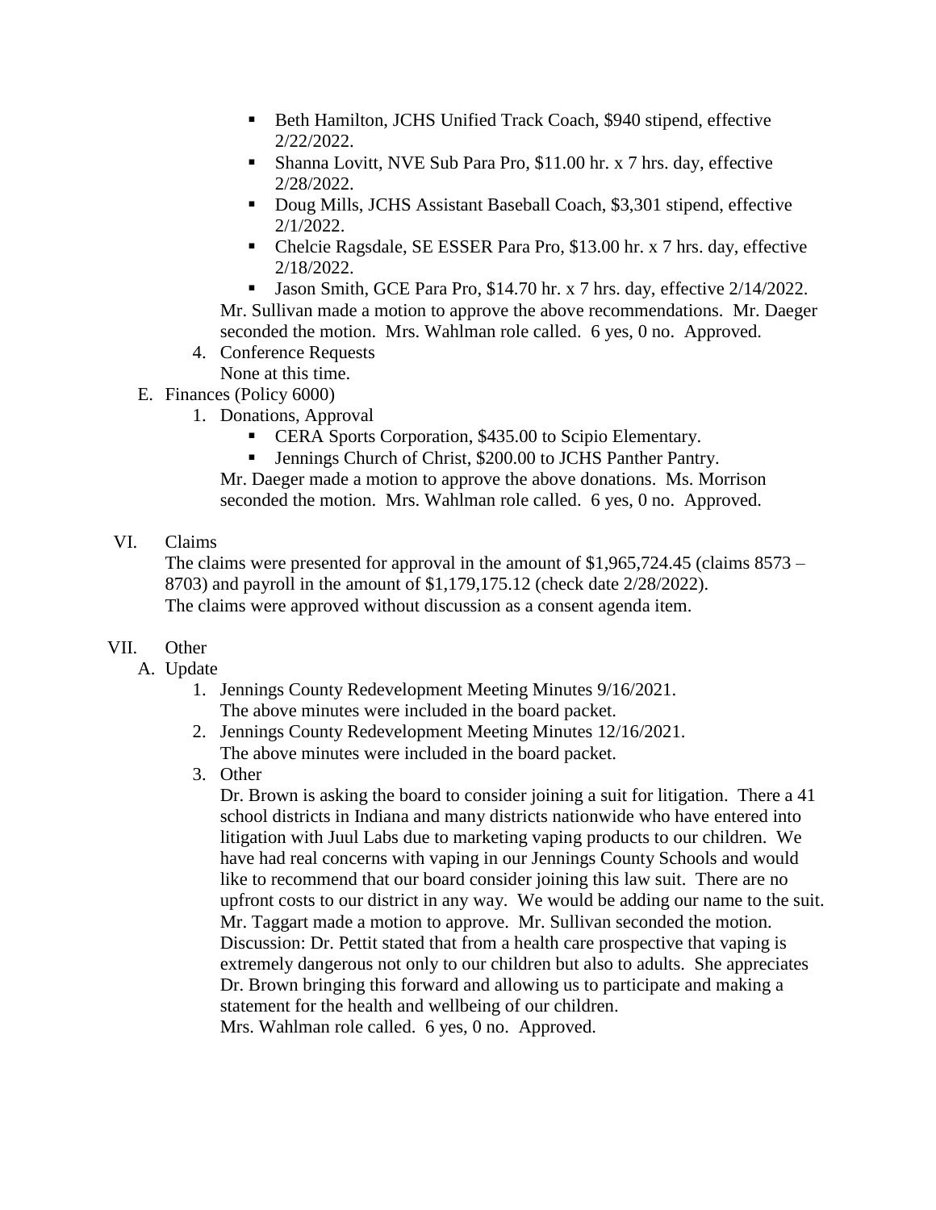- Beth Hamilton, JCHS Unified Track Coach, $940 stipend, effective 2/22/2022.
- Shanna Lovitt, NVE Sub Para Pro, $11.00 hr. x 7 hrs. day, effective 2/28/2022.
- Doug Mills, JCHS Assistant Baseball Coach, $3,301 stipend, effective 2/1/2022.
- Chelcie Ragsdale, SE ESSER Para Pro, $13.00 hr. x 7 hrs. day, effective 2/18/2022.
- Jason Smith, GCE Para Pro, $14.70 hr. x 7 hrs. day, effective 2/14/2022.

Mr. Sullivan made a motion to approve the above recommendations. Mr. Daeger seconded the motion. Mrs. Wahlman role called. 6 yes, 0 no. Approved.

4. Conference Requests
   None at this time.

E. Finances (Policy 6000)

1. Donations, Approval
   - CERA Sports Corporation, $435.00 to Scipio Elementary.
   - Jennings Church of Christ, $200.00 to JCHS Panther Pantry.

   Mr. Daeger made a motion to approve the above donations. Ms. Morrison seconded the motion. Mrs. Wahlman role called. 6 yes, 0 no. Approved.

VI. Claims

The claims were presented for approval in the amount of $1,965,724.45 (claims 8573 – 8703) and payroll in the amount of $1,179,175.12 (check date 2/28/2022).
The claims were approved without discussion as a consent agenda item.

VII. Other

A. Update

1. Jennings County Redevelopment Meeting Minutes 9/16/2021.
   The above minutes were included in the board packet.
2. Jennings County Redevelopment Meeting Minutes 12/16/2021.
   The above minutes were included in the board packet.
3. Other
   Dr. Brown is asking the board to consider joining a suit for litigation. There a 41 school districts in Indiana and many districts nationwide who have entered into litigation with Juul Labs due to marketing vaping products to our children. We have had real concerns with vaping in our Jennings County Schools and would like to recommend that our board consider joining this law suit. There are no upfront costs to our district in any way. We would be adding our name to the suit. Mr. Taggart made a motion to approve. Mr. Sullivan seconded the motion. Discussion: Dr. Pettit stated that from a health care prospective that vaping is extremely dangerous not only to our children but also to adults. She appreciates Dr. Brown bringing this forward and allowing us to participate and making a statement for the health and wellbeing of our children.
   Mrs. Wahlman role called. 6 yes, 0 no. Approved.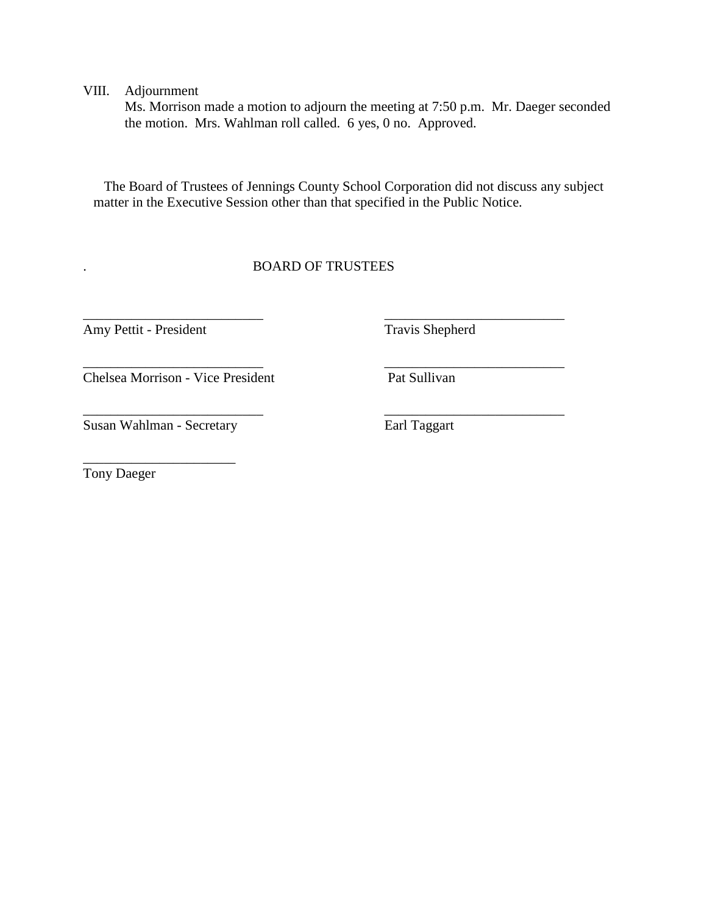VIII. Adjournment

Ms. Morrison made a motion to adjourn the meeting at 7:50 p.m. Mr. Daeger seconded the motion. Mrs. Wahlman roll called. 6 yes, 0 no. Approved.

The Board of Trustees of Jennings County School Corporation did not discuss any subject matter in the Executive Session other than that specified in the Public Notice.

. BOARD OF TRUSTEES

___________________________
Amy Pettit - President

___________________________
Travis Shepherd

___________________________
Chelsea Morrison - Vice President

___________________________
Pat Sullivan

___________________________
Susan Wahlman - Secretary

___________________________
Earl Taggart

_______________________
Tony Daeger